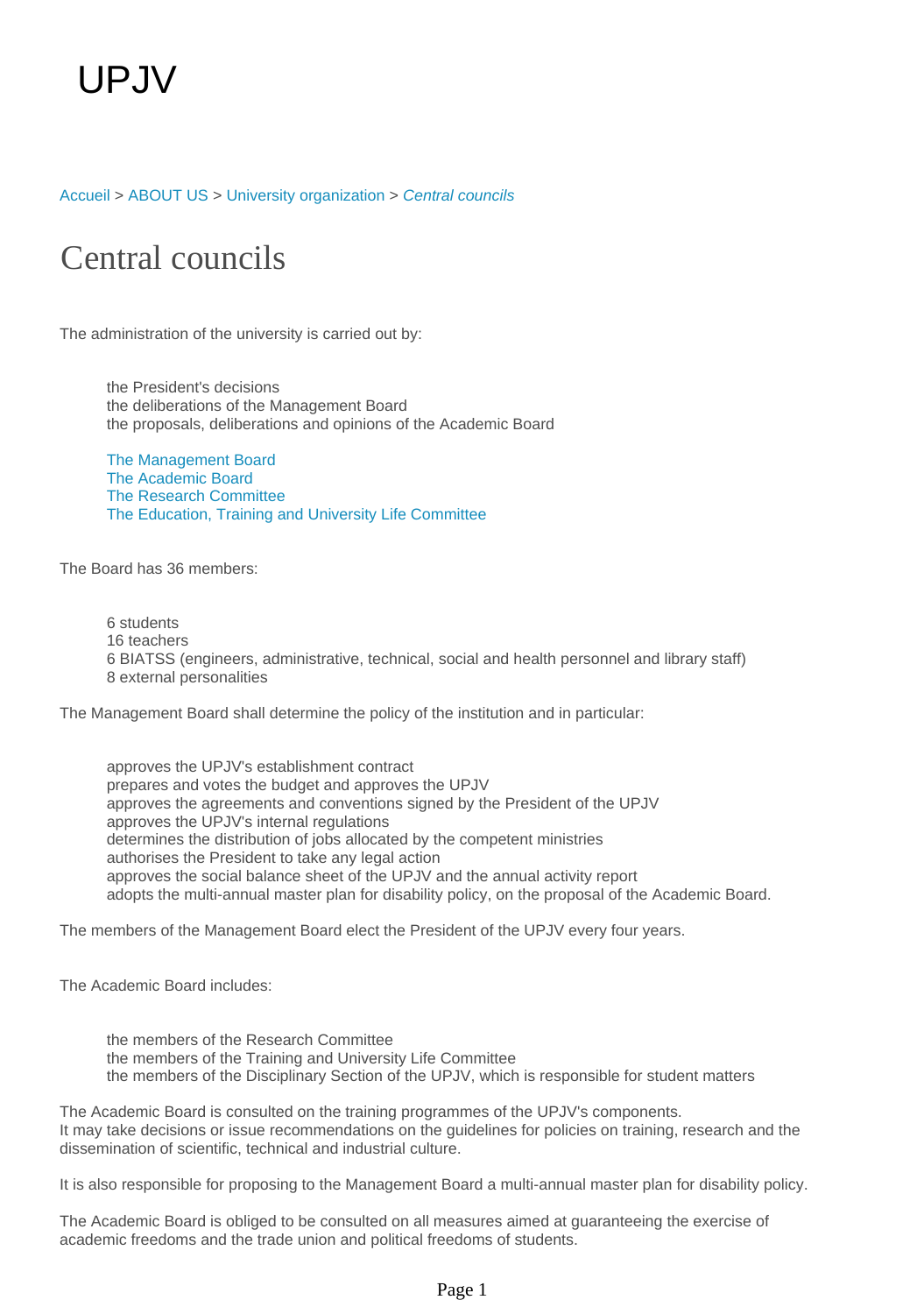# UPJV

Accueil > ABOUT US > University organization > *Central councils*

# Central councils

The administration of the university is carried out by:

- the President's decisions
- the deliberations of the Management Board
- the proposals, deliberations and opinions of the Academic Board

- The Management Board
- The Academic Board
- The Research Committee
- The Education, Training and University Life Committee

The Board has 36 members:

- 6 students
- 16 teachers
- 6 BIATSS (engineers, administrative, technical, social and health personnel and library staff)
- 8 external personalities

The Management Board shall determine the policy of the institution and in particular:

- approves the UPJV's establishment contract
- prepares and votes the budget and approves the UPJV
- approves the agreements and conventions signed by the President of the UPJV
- approves the UPJV's internal regulations
- determines the distribution of jobs allocated by the competent ministries
- authorises the President to take any legal action
- approves the social balance sheet of the UPJV and the annual activity report
- adopts the multi-annual master plan for disability policy, on the proposal of the Academic Board.

The members of the Management Board elect the President of the UPJV every four years.

The Academic Board includes:

- the members of the Research Committee
- the members of the Training and University Life Committee
- the members of the Disciplinary Section of the UPJV, which is responsible for student matters

The Academic Board is consulted on the training programmes of the UPJV's components.
It may take decisions or issue recommendations on the guidelines for policies on training, research and the dissemination of scientific, technical and industrial culture.

It is also responsible for proposing to the Management Board a multi-annual master plan for disability policy.

The Academic Board is obliged to be consulted on all measures aimed at guaranteeing the exercise of academic freedoms and the trade union and political freedoms of students.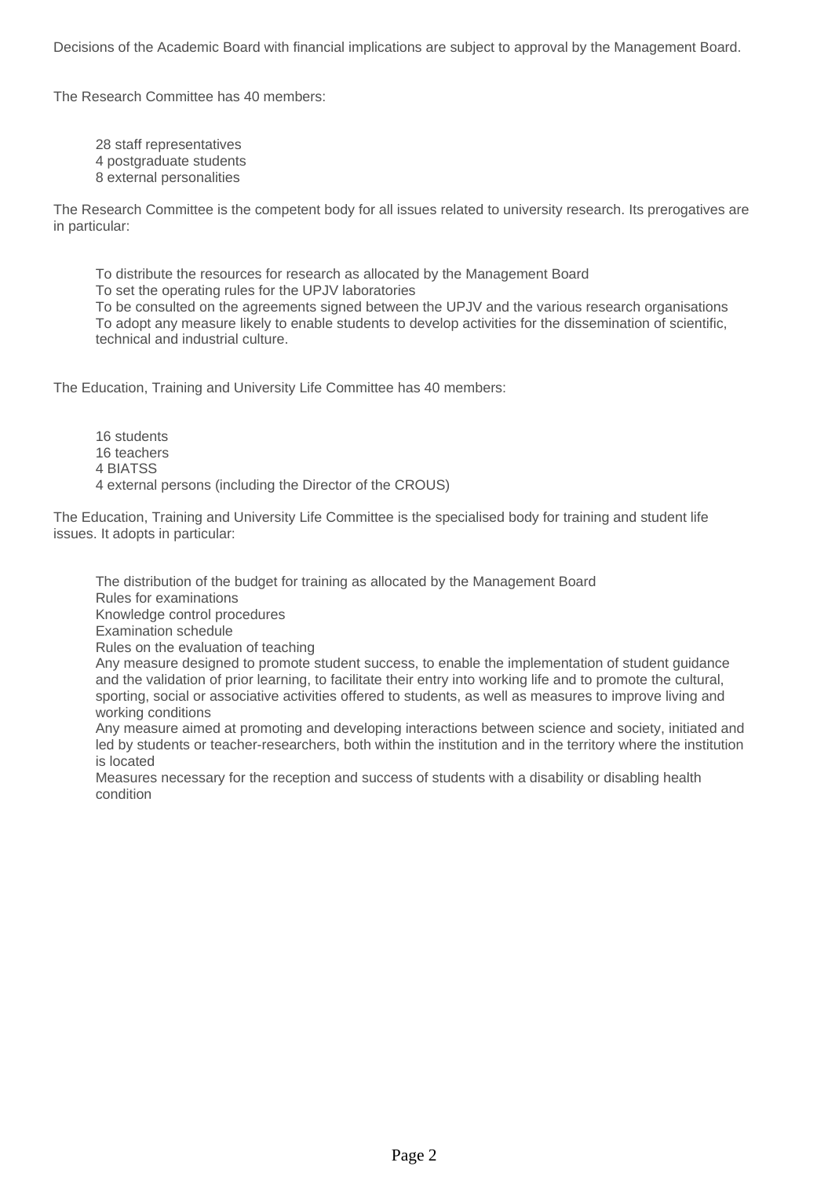Decisions of the Academic Board with financial implications are subject to approval by the Management Board.

The Research Committee has 40 members:

- 28 staff representatives
- 4 postgraduate students
- 8 external personalities

The Research Committee is the competent body for all issues related to university research. Its prerogatives are in particular:

- To distribute the resources for research as allocated by the Management Board
- To set the operating rules for the UPJV laboratories
- To be consulted on the agreements signed between the UPJV and the various research organisations
- To adopt any measure likely to enable students to develop activities for the dissemination of scientific, technical and industrial culture.

The Education, Training and University Life Committee has 40 members:

- 16 students
- 16 teachers
- 4 BIATSS
- 4 external persons (including the Director of the CROUS)

The Education, Training and University Life Committee is the specialised body for training and student life issues. It adopts in particular:

- The distribution of the budget for training as allocated by the Management Board
- Rules for examinations
- Knowledge control procedures
- Examination schedule
- Rules on the evaluation of teaching
- Any measure designed to promote student success, to enable the implementation of student guidance and the validation of prior learning, to facilitate their entry into working life and to promote the cultural, sporting, social or associative activities offered to students, as well as measures to improve living and working conditions
- Any measure aimed at promoting and developing interactions between science and society, initiated and led by students or teacher-researchers, both within the institution and in the territory where the institution is located
- Measures necessary for the reception and success of students with a disability or disabling health condition